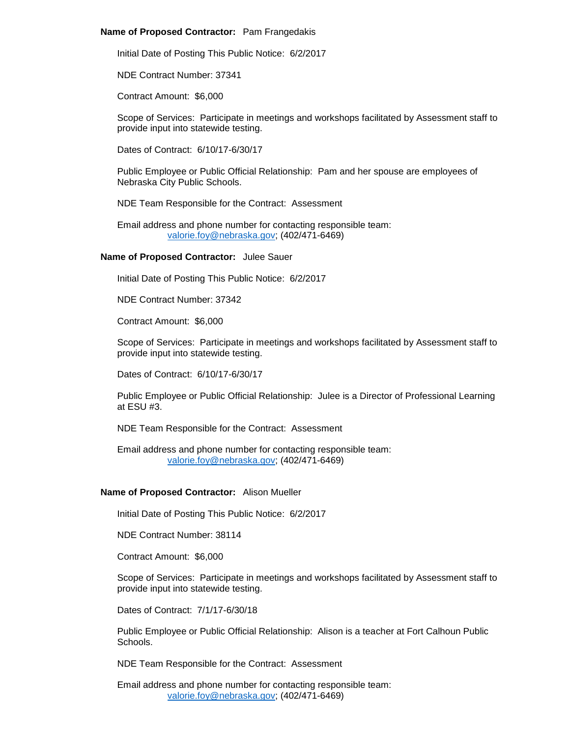**Name of Proposed Contractor:** Pam Frangedakis

Initial Date of Posting This Public Notice: 6/2/2017

NDE Contract Number: 37341

Contract Amount: $6,000

Scope of Services: Participate in meetings and workshops facilitated by Assessment staff to provide input into statewide testing.

Dates of Contract: 6/10/17-6/30/17

Public Employee or Public Official Relationship: Pam and her spouse are employees of Nebraska City Public Schools.

NDE Team Responsible for the Contract: Assessment

Email address and phone number for contacting responsible team:
valorie.foy@nebraska.gov; (402/471-6469)

**Name of Proposed Contractor:** Julee Sauer

Initial Date of Posting This Public Notice: 6/2/2017

NDE Contract Number: 37342

Contract Amount: $6,000

Scope of Services: Participate in meetings and workshops facilitated by Assessment staff to provide input into statewide testing.

Dates of Contract: 6/10/17-6/30/17

Public Employee or Public Official Relationship: Julee is a Director of Professional Learning at ESU #3.

NDE Team Responsible for the Contract: Assessment

Email address and phone number for contacting responsible team:
valorie.foy@nebraska.gov; (402/471-6469)

**Name of Proposed Contractor:** Alison Mueller

Initial Date of Posting This Public Notice: 6/2/2017

NDE Contract Number: 38114

Contract Amount: $6,000

Scope of Services: Participate in meetings and workshops facilitated by Assessment staff to provide input into statewide testing.

Dates of Contract: 7/1/17-6/30/18

Public Employee or Public Official Relationship: Alison is a teacher at Fort Calhoun Public Schools.

NDE Team Responsible for the Contract: Assessment

Email address and phone number for contacting responsible team:
valorie.foy@nebraska.gov; (402/471-6469)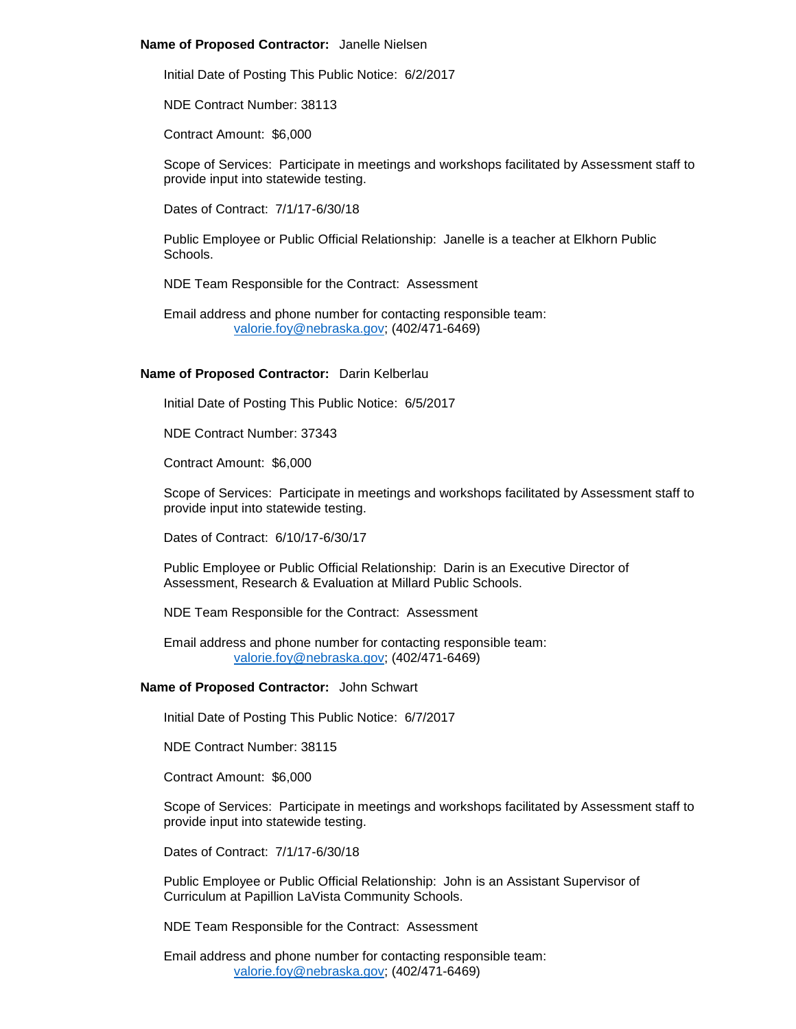**Name of Proposed Contractor:** Janelle Nielsen

Initial Date of Posting This Public Notice: 6/2/2017

NDE Contract Number: 38113

Contract Amount: $6,000

Scope of Services: Participate in meetings and workshops facilitated by Assessment staff to provide input into statewide testing.

Dates of Contract: 7/1/17-6/30/18

Public Employee or Public Official Relationship: Janelle is a teacher at Elkhorn Public Schools.

NDE Team Responsible for the Contract: Assessment

Email address and phone number for contacting responsible team:
valorie.foy@nebraska.gov; (402/471-6469)

**Name of Proposed Contractor:** Darin Kelberlau

Initial Date of Posting This Public Notice: 6/5/2017

NDE Contract Number: 37343

Contract Amount: $6,000

Scope of Services: Participate in meetings and workshops facilitated by Assessment staff to provide input into statewide testing.

Dates of Contract: 6/10/17-6/30/17

Public Employee or Public Official Relationship: Darin is an Executive Director of Assessment, Research & Evaluation at Millard Public Schools.

NDE Team Responsible for the Contract: Assessment

Email address and phone number for contacting responsible team:
valorie.foy@nebraska.gov; (402/471-6469)

**Name of Proposed Contractor:** John Schwart

Initial Date of Posting This Public Notice: 6/7/2017

NDE Contract Number: 38115

Contract Amount: $6,000

Scope of Services: Participate in meetings and workshops facilitated by Assessment staff to provide input into statewide testing.

Dates of Contract: 7/1/17-6/30/18

Public Employee or Public Official Relationship: John is an Assistant Supervisor of Curriculum at Papillion LaVista Community Schools.

NDE Team Responsible for the Contract: Assessment

Email address and phone number for contacting responsible team:
valorie.foy@nebraska.gov; (402/471-6469)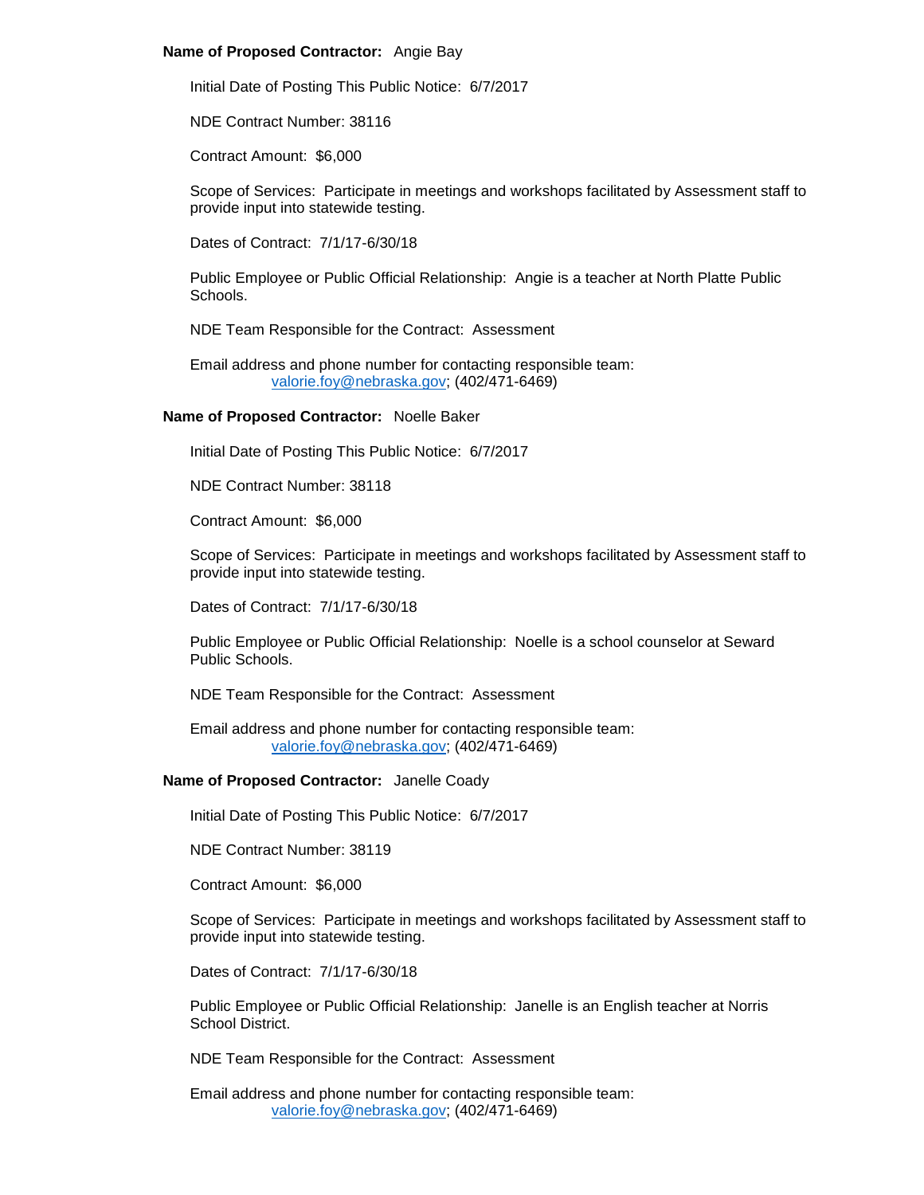**Name of Proposed Contractor:** Angie Bay

Initial Date of Posting This Public Notice: 6/7/2017

NDE Contract Number: 38116

Contract Amount: $6,000

Scope of Services: Participate in meetings and workshops facilitated by Assessment staff to provide input into statewide testing.

Dates of Contract: 7/1/17-6/30/18

Public Employee or Public Official Relationship: Angie is a teacher at North Platte Public Schools.

NDE Team Responsible for the Contract: Assessment

Email address and phone number for contacting responsible team:
valorie.foy@nebraska.gov; (402/471-6469)

**Name of Proposed Contractor:** Noelle Baker

Initial Date of Posting This Public Notice: 6/7/2017

NDE Contract Number: 38118

Contract Amount: $6,000

Scope of Services: Participate in meetings and workshops facilitated by Assessment staff to provide input into statewide testing.

Dates of Contract: 7/1/17-6/30/18

Public Employee or Public Official Relationship: Noelle is a school counselor at Seward Public Schools.

NDE Team Responsible for the Contract: Assessment

Email address and phone number for contacting responsible team:
valorie.foy@nebraska.gov; (402/471-6469)

**Name of Proposed Contractor:** Janelle Coady

Initial Date of Posting This Public Notice: 6/7/2017

NDE Contract Number: 38119

Contract Amount: $6,000

Scope of Services: Participate in meetings and workshops facilitated by Assessment staff to provide input into statewide testing.

Dates of Contract: 7/1/17-6/30/18

Public Employee or Public Official Relationship: Janelle is an English teacher at Norris School District.

NDE Team Responsible for the Contract: Assessment

Email address and phone number for contacting responsible team:
valorie.foy@nebraska.gov; (402/471-6469)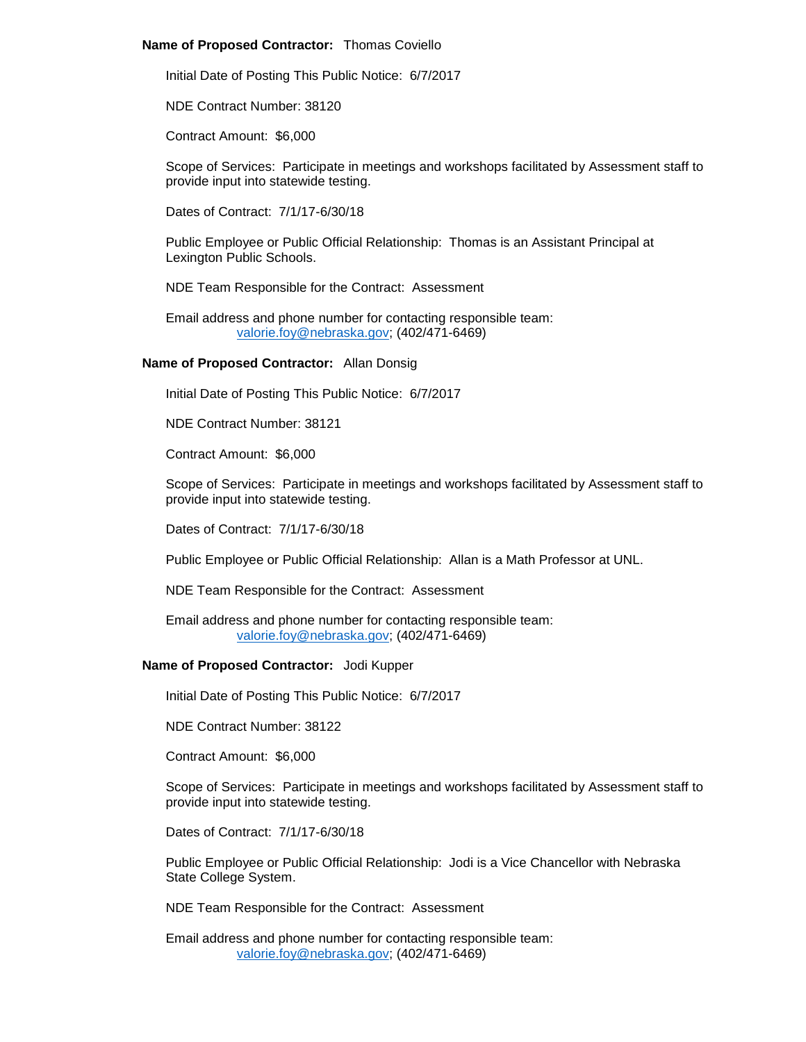**Name of Proposed Contractor:** Thomas Coviello

Initial Date of Posting This Public Notice: 6/7/2017

NDE Contract Number: 38120

Contract Amount: $6,000

Scope of Services: Participate in meetings and workshops facilitated by Assessment staff to provide input into statewide testing.

Dates of Contract: 7/1/17-6/30/18

Public Employee or Public Official Relationship: Thomas is an Assistant Principal at Lexington Public Schools.

NDE Team Responsible for the Contract: Assessment

Email address and phone number for contacting responsible team:
valorie.foy@nebraska.gov; (402/471-6469)

**Name of Proposed Contractor:** Allan Donsig

Initial Date of Posting This Public Notice: 6/7/2017

NDE Contract Number: 38121

Contract Amount: $6,000

Scope of Services: Participate in meetings and workshops facilitated by Assessment staff to provide input into statewide testing.

Dates of Contract: 7/1/17-6/30/18

Public Employee or Public Official Relationship: Allan is a Math Professor at UNL.

NDE Team Responsible for the Contract: Assessment

Email address and phone number for contacting responsible team:
valorie.foy@nebraska.gov; (402/471-6469)

**Name of Proposed Contractor:** Jodi Kupper

Initial Date of Posting This Public Notice: 6/7/2017

NDE Contract Number: 38122

Contract Amount: $6,000

Scope of Services: Participate in meetings and workshops facilitated by Assessment staff to provide input into statewide testing.

Dates of Contract: 7/1/17-6/30/18

Public Employee or Public Official Relationship: Jodi is a Vice Chancellor with Nebraska State College System.

NDE Team Responsible for the Contract: Assessment

Email address and phone number for contacting responsible team:
valorie.foy@nebraska.gov; (402/471-6469)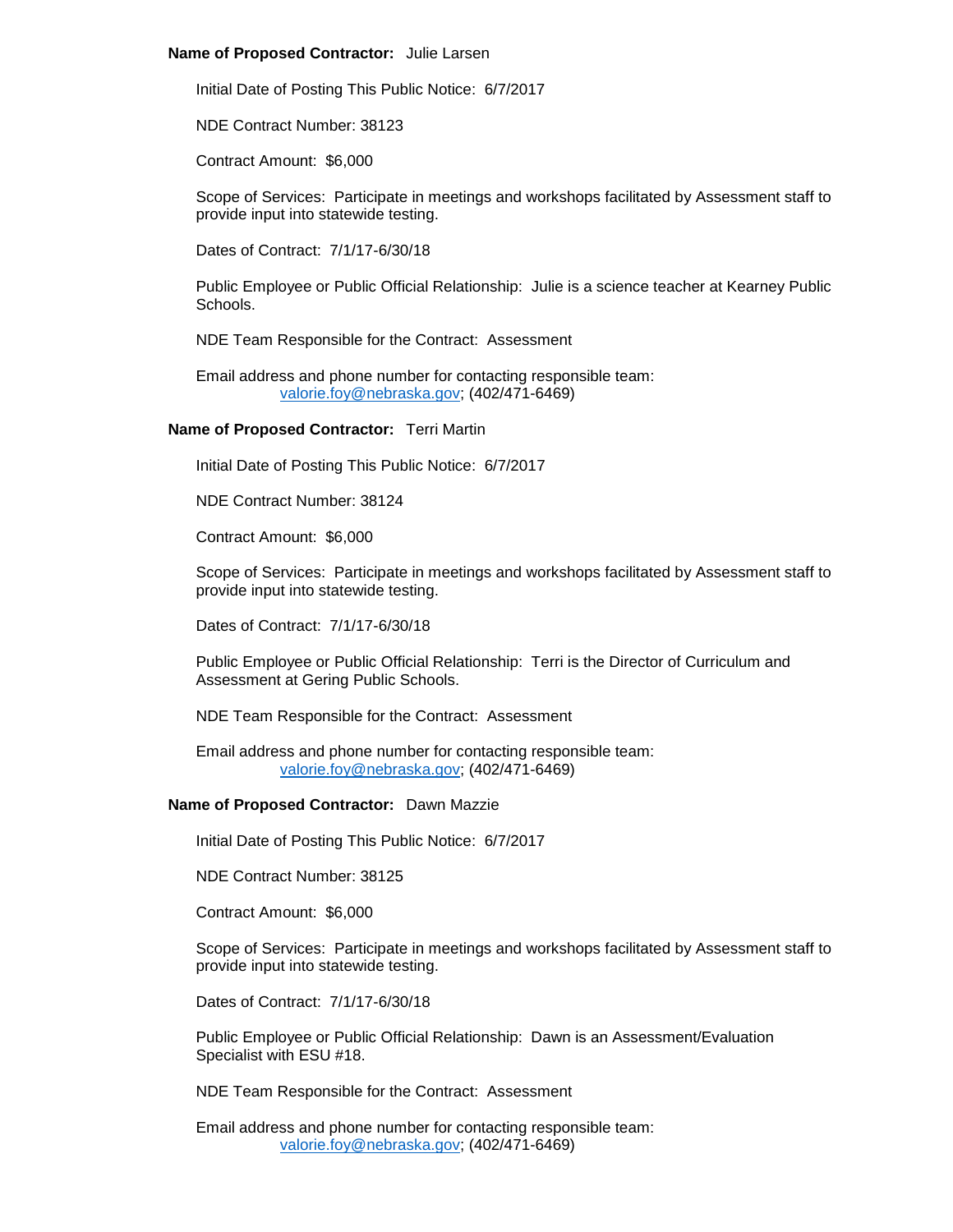**Name of Proposed Contractor:** Julie Larsen

Initial Date of Posting This Public Notice: 6/7/2017

NDE Contract Number: 38123

Contract Amount: $6,000

Scope of Services: Participate in meetings and workshops facilitated by Assessment staff to provide input into statewide testing.

Dates of Contract: 7/1/17-6/30/18

Public Employee or Public Official Relationship: Julie is a science teacher at Kearney Public Schools.

NDE Team Responsible for the Contract: Assessment

Email address and phone number for contacting responsible team:
valorie.foy@nebraska.gov; (402/471-6469)

**Name of Proposed Contractor:** Terri Martin

Initial Date of Posting This Public Notice: 6/7/2017

NDE Contract Number: 38124

Contract Amount: $6,000

Scope of Services: Participate in meetings and workshops facilitated by Assessment staff to provide input into statewide testing.

Dates of Contract: 7/1/17-6/30/18

Public Employee or Public Official Relationship: Terri is the Director of Curriculum and Assessment at Gering Public Schools.

NDE Team Responsible for the Contract: Assessment

Email address and phone number for contacting responsible team:
valorie.foy@nebraska.gov; (402/471-6469)

**Name of Proposed Contractor:** Dawn Mazzie

Initial Date of Posting This Public Notice: 6/7/2017

NDE Contract Number: 38125

Contract Amount: $6,000

Scope of Services: Participate in meetings and workshops facilitated by Assessment staff to provide input into statewide testing.

Dates of Contract: 7/1/17-6/30/18

Public Employee or Public Official Relationship: Dawn is an Assessment/Evaluation Specialist with ESU #18.

NDE Team Responsible for the Contract: Assessment

Email address and phone number for contacting responsible team:
valorie.foy@nebraska.gov; (402/471-6469)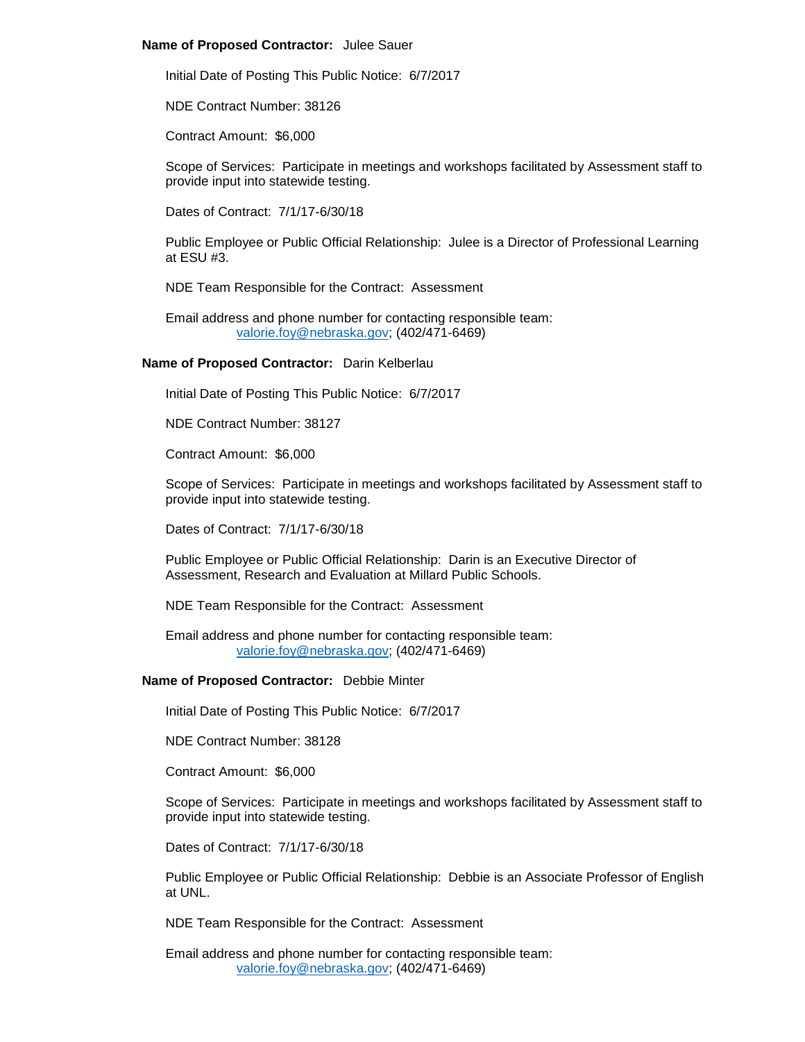**Name of Proposed Contractor:** Julee Sauer

Initial Date of Posting This Public Notice: 6/7/2017

NDE Contract Number: 38126

Contract Amount: $6,000

Scope of Services: Participate in meetings and workshops facilitated by Assessment staff to provide input into statewide testing.

Dates of Contract: 7/1/17-6/30/18

Public Employee or Public Official Relationship: Julee is a Director of Professional Learning at ESU #3.

NDE Team Responsible for the Contract: Assessment

Email address and phone number for contacting responsible team:
valorie.foy@nebraska.gov; (402/471-6469)

**Name of Proposed Contractor:** Darin Kelberlau

Initial Date of Posting This Public Notice: 6/7/2017

NDE Contract Number: 38127

Contract Amount: $6,000

Scope of Services: Participate in meetings and workshops facilitated by Assessment staff to provide input into statewide testing.

Dates of Contract: 7/1/17-6/30/18

Public Employee or Public Official Relationship: Darin is an Executive Director of Assessment, Research and Evaluation at Millard Public Schools.

NDE Team Responsible for the Contract: Assessment

Email address and phone number for contacting responsible team:
valorie.foy@nebraska.gov; (402/471-6469)

**Name of Proposed Contractor:** Debbie Minter

Initial Date of Posting This Public Notice: 6/7/2017

NDE Contract Number: 38128

Contract Amount: $6,000

Scope of Services: Participate in meetings and workshops facilitated by Assessment staff to provide input into statewide testing.

Dates of Contract: 7/1/17-6/30/18

Public Employee or Public Official Relationship: Debbie is an Associate Professor of English at UNL.

NDE Team Responsible for the Contract: Assessment

Email address and phone number for contacting responsible team:
valorie.foy@nebraska.gov; (402/471-6469)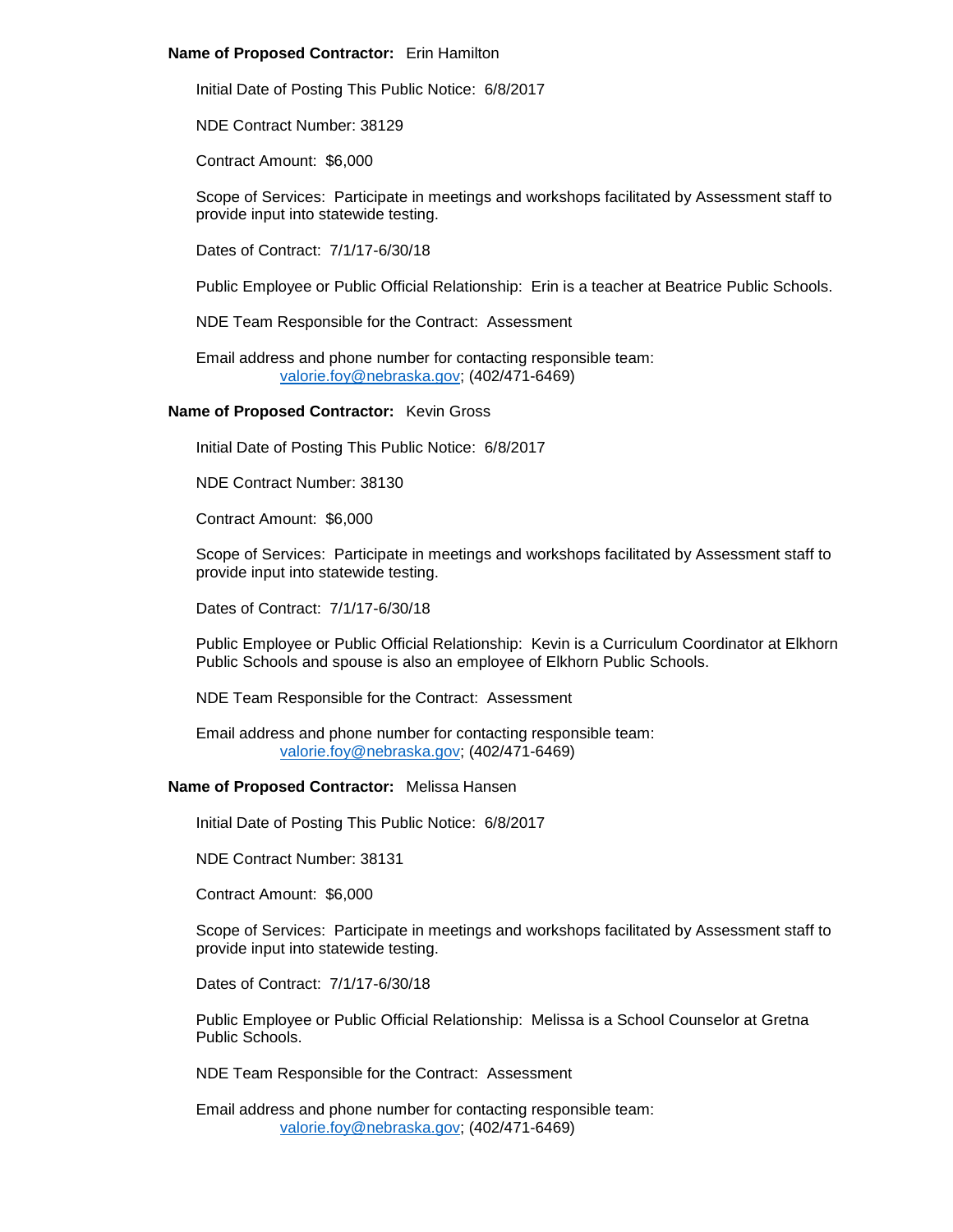**Name of Proposed Contractor:** Erin Hamilton

Initial Date of Posting This Public Notice: 6/8/2017

NDE Contract Number: 38129

Contract Amount: $6,000

Scope of Services: Participate in meetings and workshops facilitated by Assessment staff to provide input into statewide testing.

Dates of Contract: 7/1/17-6/30/18

Public Employee or Public Official Relationship: Erin is a teacher at Beatrice Public Schools.

NDE Team Responsible for the Contract: Assessment

Email address and phone number for contacting responsible team:
valorie.foy@nebraska.gov; (402/471-6469)

**Name of Proposed Contractor:** Kevin Gross

Initial Date of Posting This Public Notice: 6/8/2017

NDE Contract Number: 38130

Contract Amount: $6,000

Scope of Services: Participate in meetings and workshops facilitated by Assessment staff to provide input into statewide testing.

Dates of Contract: 7/1/17-6/30/18

Public Employee or Public Official Relationship: Kevin is a Curriculum Coordinator at Elkhorn Public Schools and spouse is also an employee of Elkhorn Public Schools.

NDE Team Responsible for the Contract: Assessment

Email address and phone number for contacting responsible team:
valorie.foy@nebraska.gov; (402/471-6469)

**Name of Proposed Contractor:** Melissa Hansen

Initial Date of Posting This Public Notice: 6/8/2017

NDE Contract Number: 38131

Contract Amount: $6,000

Scope of Services: Participate in meetings and workshops facilitated by Assessment staff to provide input into statewide testing.

Dates of Contract: 7/1/17-6/30/18

Public Employee or Public Official Relationship: Melissa is a School Counselor at Gretna Public Schools.

NDE Team Responsible for the Contract: Assessment

Email address and phone number for contacting responsible team:
valorie.foy@nebraska.gov; (402/471-6469)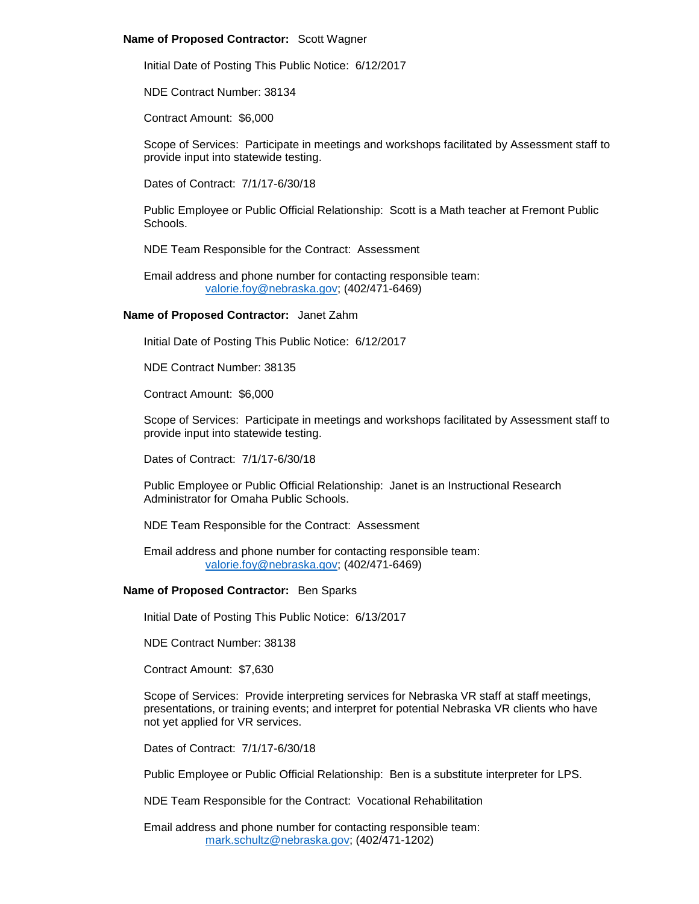**Name of Proposed Contractor:** Scott Wagner

Initial Date of Posting This Public Notice: 6/12/2017

NDE Contract Number: 38134

Contract Amount: $6,000

Scope of Services: Participate in meetings and workshops facilitated by Assessment staff to provide input into statewide testing.

Dates of Contract: 7/1/17-6/30/18

Public Employee or Public Official Relationship: Scott is a Math teacher at Fremont Public Schools.

NDE Team Responsible for the Contract: Assessment

Email address and phone number for contacting responsible team:
valorie.foy@nebraska.gov; (402/471-6469)

**Name of Proposed Contractor:** Janet Zahm

Initial Date of Posting This Public Notice: 6/12/2017

NDE Contract Number: 38135

Contract Amount: $6,000

Scope of Services: Participate in meetings and workshops facilitated by Assessment staff to provide input into statewide testing.

Dates of Contract: 7/1/17-6/30/18

Public Employee or Public Official Relationship: Janet is an Instructional Research Administrator for Omaha Public Schools.

NDE Team Responsible for the Contract: Assessment

Email address and phone number for contacting responsible team:
valorie.foy@nebraska.gov; (402/471-6469)

**Name of Proposed Contractor:** Ben Sparks

Initial Date of Posting This Public Notice: 6/13/2017

NDE Contract Number: 38138

Contract Amount: $7,630

Scope of Services: Provide interpreting services for Nebraska VR staff at staff meetings, presentations, or training events; and interpret for potential Nebraska VR clients who have not yet applied for VR services.

Dates of Contract: 7/1/17-6/30/18

Public Employee or Public Official Relationship: Ben is a substitute interpreter for LPS.

NDE Team Responsible for the Contract: Vocational Rehabilitation

Email address and phone number for contacting responsible team:
mark.schultz@nebraska.gov; (402/471-1202)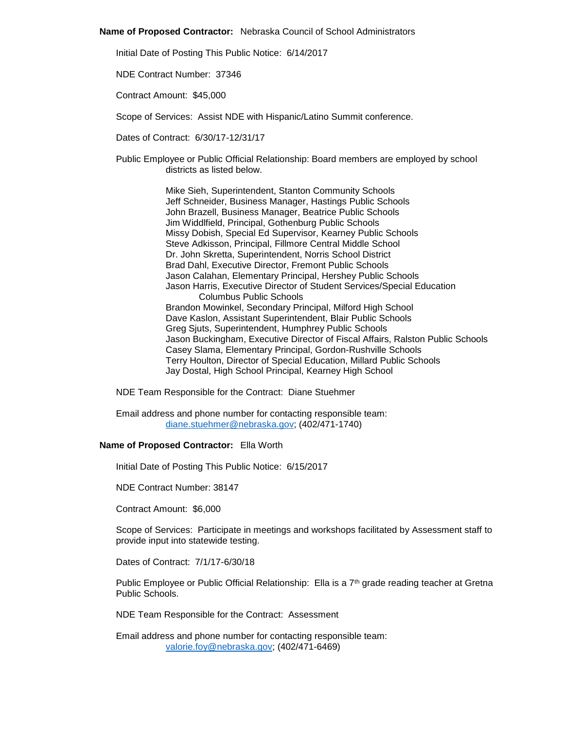**Name of Proposed Contractor:** Nebraska Council of School Administrators

Initial Date of Posting This Public Notice: 6/14/2017

NDE Contract Number: 37346

Contract Amount: $45,000

Scope of Services: Assist NDE with Hispanic/Latino Summit conference.

Dates of Contract: 6/30/17-12/31/17

Public Employee or Public Official Relationship: Board members are employed by school districts as listed below.

Mike Sieh, Superintendent, Stanton Community Schools
Jeff Schneider, Business Manager, Hastings Public Schools
John Brazell, Business Manager, Beatrice Public Schools
Jim Widdlfield, Principal, Gothenburg Public Schools
Missy Dobish, Special Ed Supervisor, Kearney Public Schools
Steve Adkisson, Principal, Fillmore Central Middle School
Dr. John Skretta, Superintendent, Norris School District
Brad Dahl, Executive Director, Fremont Public Schools
Jason Calahan, Elementary Principal, Hershey Public Schools
Jason Harris, Executive Director of Student Services/Special Education Columbus Public Schools
Brandon Mowinkel, Secondary Principal, Milford High School
Dave Kaslon, Assistant Superintendent, Blair Public Schools
Greg Sjuts, Superintendent, Humphrey Public Schools
Jason Buckingham, Executive Director of Fiscal Affairs, Ralston Public Schools
Casey Slama, Elementary Principal, Gordon-Rushville Schools
Terry Houlton, Director of Special Education, Millard Public Schools
Jay Dostal, High School Principal, Kearney High School

NDE Team Responsible for the Contract: Diane Stuehmer

Email address and phone number for contacting responsible team:
diane.stuehmer@nebraska.gov; (402/471-1740)

**Name of Proposed Contractor:** Ella Worth

Initial Date of Posting This Public Notice: 6/15/2017

NDE Contract Number: 38147

Contract Amount: $6,000

Scope of Services: Participate in meetings and workshops facilitated by Assessment staff to provide input into statewide testing.

Dates of Contract: 7/1/17-6/30/18

Public Employee or Public Official Relationship: Ella is a 7th grade reading teacher at Gretna Public Schools.

NDE Team Responsible for the Contract: Assessment

Email address and phone number for contacting responsible team:
valorie.foy@nebraska.gov; (402/471-6469)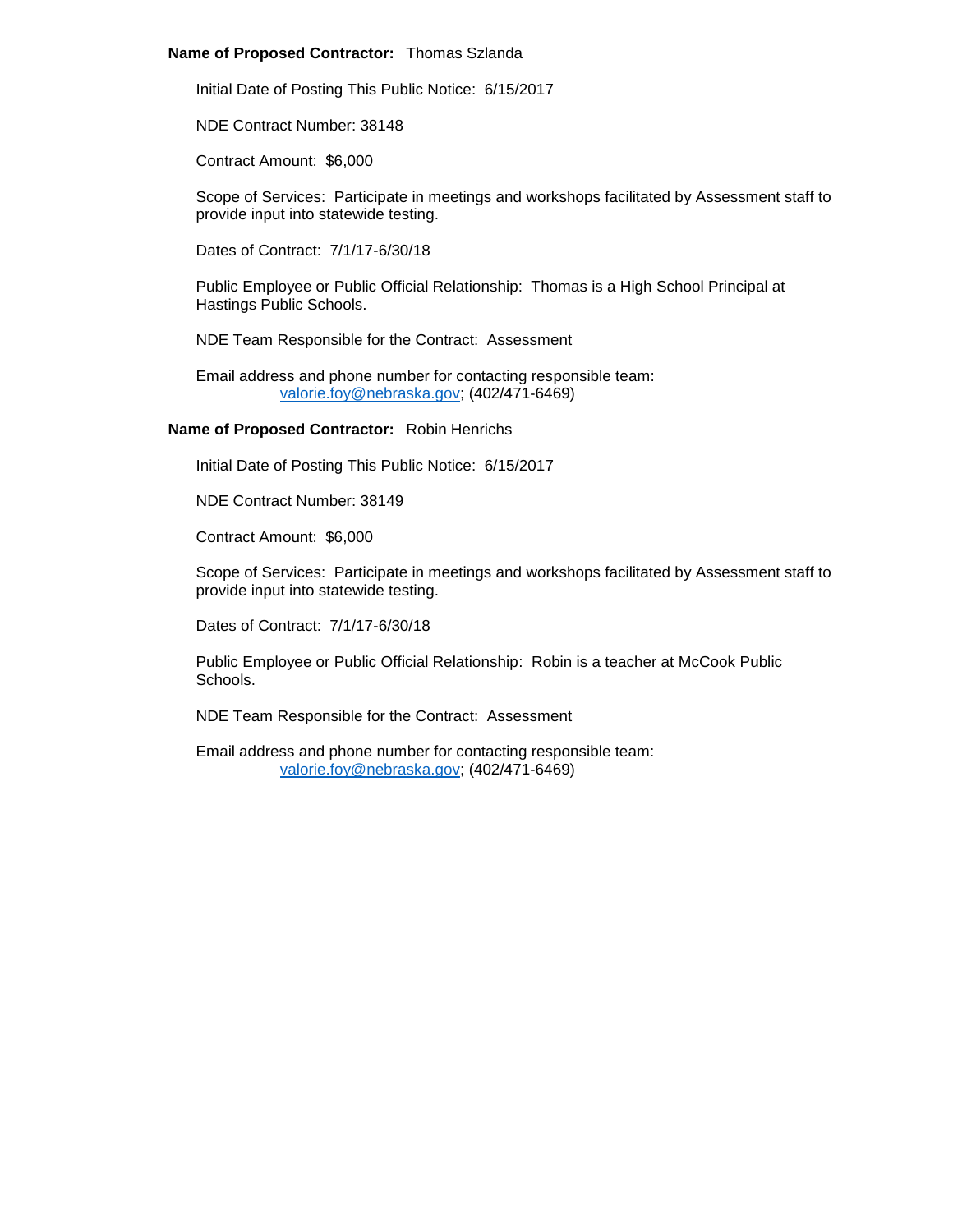**Name of Proposed Contractor:** Thomas Szlanda

Initial Date of Posting This Public Notice: 6/15/2017

NDE Contract Number: 38148

Contract Amount: $6,000

Scope of Services: Participate in meetings and workshops facilitated by Assessment staff to provide input into statewide testing.

Dates of Contract: 7/1/17-6/30/18

Public Employee or Public Official Relationship: Thomas is a High School Principal at Hastings Public Schools.

NDE Team Responsible for the Contract: Assessment

Email address and phone number for contacting responsible team:
valorie.foy@nebraska.gov; (402/471-6469)

**Name of Proposed Contractor:** Robin Henrichs

Initial Date of Posting This Public Notice: 6/15/2017

NDE Contract Number: 38149

Contract Amount: $6,000

Scope of Services: Participate in meetings and workshops facilitated by Assessment staff to provide input into statewide testing.

Dates of Contract: 7/1/17-6/30/18

Public Employee or Public Official Relationship: Robin is a teacher at McCook Public Schools.

NDE Team Responsible for the Contract: Assessment

Email address and phone number for contacting responsible team:
valorie.foy@nebraska.gov; (402/471-6469)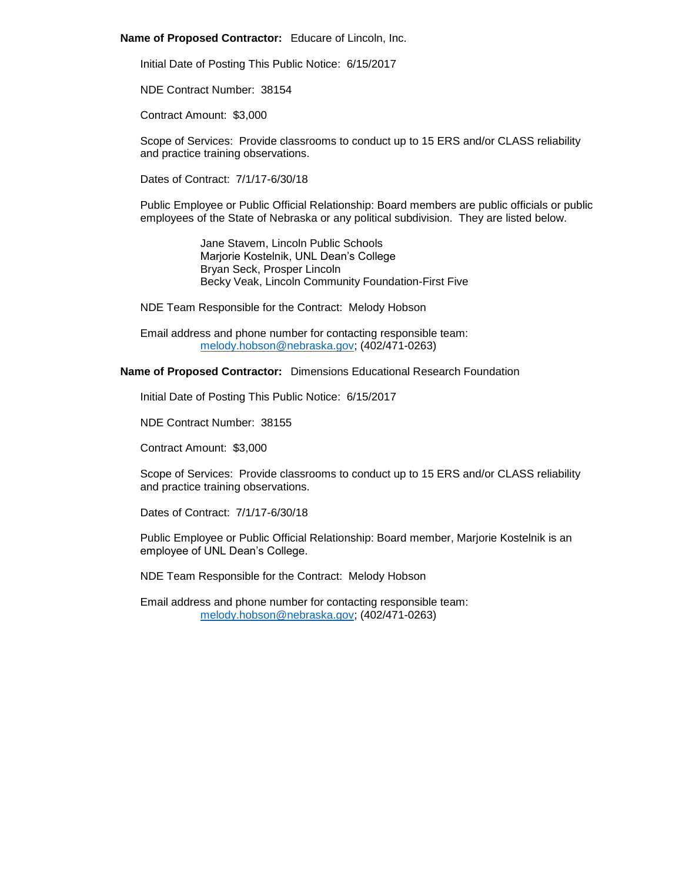**Name of Proposed Contractor:** Educare of Lincoln, Inc.

Initial Date of Posting This Public Notice: 6/15/2017

NDE Contract Number: 38154

Contract Amount: $3,000

Scope of Services: Provide classrooms to conduct up to 15 ERS and/or CLASS reliability and practice training observations.

Dates of Contract: 7/1/17-6/30/18

Public Employee or Public Official Relationship: Board members are public officials or public employees of the State of Nebraska or any political subdivision. They are listed below.

Jane Stavem, Lincoln Public Schools
Marjorie Kostelnik, UNL Dean's College
Bryan Seck, Prosper Lincoln
Becky Veak, Lincoln Community Foundation-First Five

NDE Team Responsible for the Contract: Melody Hobson

Email address and phone number for contacting responsible team:
melody.hobson@nebraska.gov; (402/471-0263)

**Name of Proposed Contractor:** Dimensions Educational Research Foundation

Initial Date of Posting This Public Notice: 6/15/2017

NDE Contract Number: 38155

Contract Amount: $3,000

Scope of Services: Provide classrooms to conduct up to 15 ERS and/or CLASS reliability and practice training observations.

Dates of Contract: 7/1/17-6/30/18

Public Employee or Public Official Relationship: Board member, Marjorie Kostelnik is an employee of UNL Dean's College.

NDE Team Responsible for the Contract: Melody Hobson

Email address and phone number for contacting responsible team:
melody.hobson@nebraska.gov; (402/471-0263)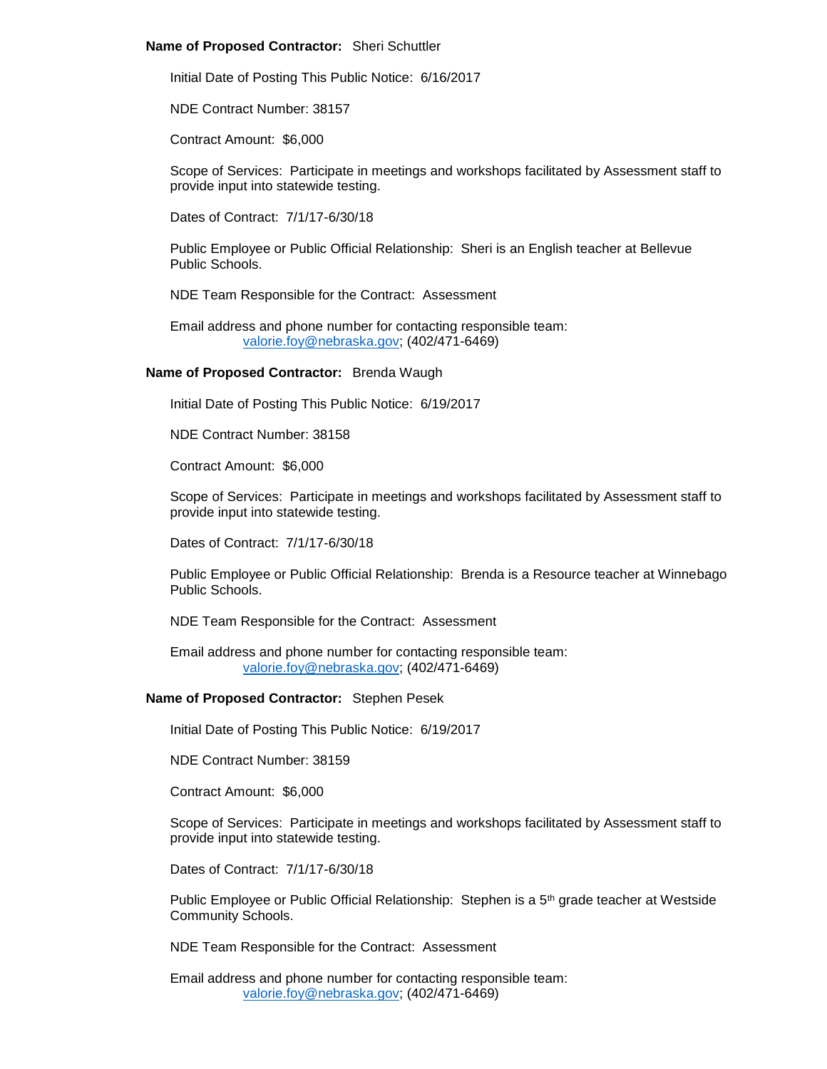**Name of Proposed Contractor:** Sheri Schuttler

Initial Date of Posting This Public Notice: 6/16/2017

NDE Contract Number: 38157

Contract Amount: $6,000

Scope of Services: Participate in meetings and workshops facilitated by Assessment staff to provide input into statewide testing.

Dates of Contract: 7/1/17-6/30/18

Public Employee or Public Official Relationship: Sheri is an English teacher at Bellevue Public Schools.

NDE Team Responsible for the Contract: Assessment

Email address and phone number for contacting responsible team:
valorie.foy@nebraska.gov; (402/471-6469)

**Name of Proposed Contractor:** Brenda Waugh

Initial Date of Posting This Public Notice: 6/19/2017

NDE Contract Number: 38158

Contract Amount: $6,000

Scope of Services: Participate in meetings and workshops facilitated by Assessment staff to provide input into statewide testing.

Dates of Contract: 7/1/17-6/30/18

Public Employee or Public Official Relationship: Brenda is a Resource teacher at Winnebago Public Schools.

NDE Team Responsible for the Contract: Assessment

Email address and phone number for contacting responsible team:
valorie.foy@nebraska.gov; (402/471-6469)

**Name of Proposed Contractor:** Stephen Pesek

Initial Date of Posting This Public Notice: 6/19/2017

NDE Contract Number: 38159

Contract Amount: $6,000

Scope of Services: Participate in meetings and workshops facilitated by Assessment staff to provide input into statewide testing.

Dates of Contract: 7/1/17-6/30/18

Public Employee or Public Official Relationship: Stephen is a 5th grade teacher at Westside Community Schools.

NDE Team Responsible for the Contract: Assessment

Email address and phone number for contacting responsible team:
valorie.foy@nebraska.gov; (402/471-6469)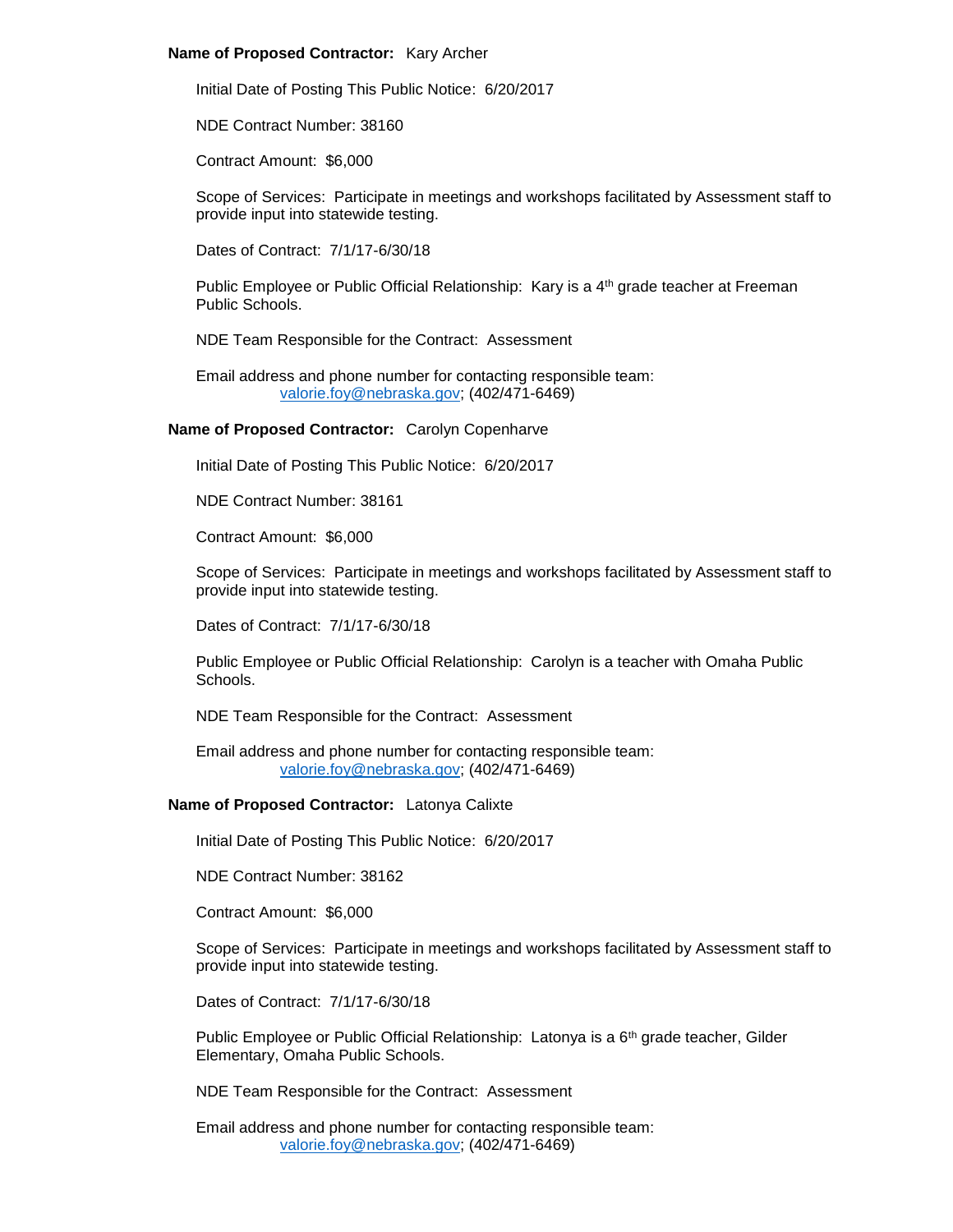**Name of Proposed Contractor:** Kary Archer

Initial Date of Posting This Public Notice: 6/20/2017

NDE Contract Number: 38160

Contract Amount: $6,000

Scope of Services: Participate in meetings and workshops facilitated by Assessment staff to provide input into statewide testing.

Dates of Contract: 7/1/17-6/30/18

Public Employee or Public Official Relationship: Kary is a 4th grade teacher at Freeman Public Schools.

NDE Team Responsible for the Contract: Assessment

Email address and phone number for contacting responsible team:
valorie.foy@nebraska.gov; (402/471-6469)

**Name of Proposed Contractor:** Carolyn Copenharve

Initial Date of Posting This Public Notice: 6/20/2017

NDE Contract Number: 38161

Contract Amount: $6,000

Scope of Services: Participate in meetings and workshops facilitated by Assessment staff to provide input into statewide testing.

Dates of Contract: 7/1/17-6/30/18

Public Employee or Public Official Relationship: Carolyn is a teacher with Omaha Public Schools.

NDE Team Responsible for the Contract: Assessment

Email address and phone number for contacting responsible team:
valorie.foy@nebraska.gov; (402/471-6469)

**Name of Proposed Contractor:** Latonya Calixte

Initial Date of Posting This Public Notice: 6/20/2017

NDE Contract Number: 38162

Contract Amount: $6,000

Scope of Services: Participate in meetings and workshops facilitated by Assessment staff to provide input into statewide testing.

Dates of Contract: 7/1/17-6/30/18

Public Employee or Public Official Relationship: Latonya is a 6th grade teacher, Gilder Elementary, Omaha Public Schools.

NDE Team Responsible for the Contract: Assessment

Email address and phone number for contacting responsible team:
valorie.foy@nebraska.gov; (402/471-6469)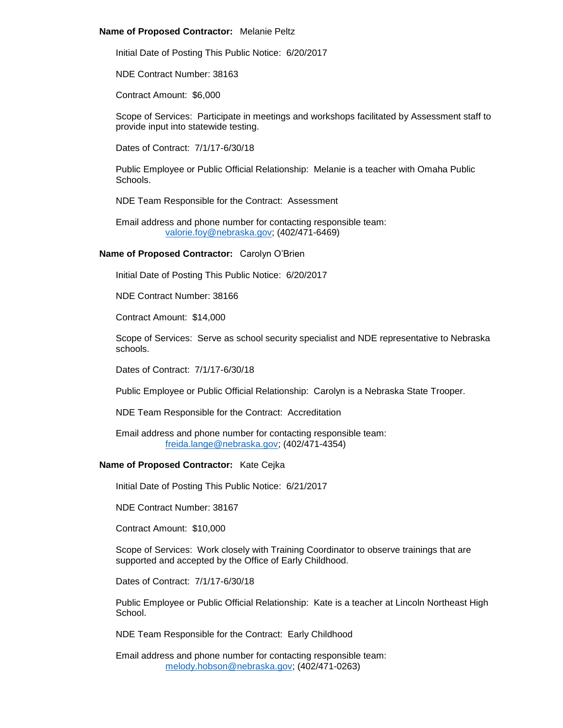**Name of Proposed Contractor:** Melanie Peltz

Initial Date of Posting This Public Notice: 6/20/2017

NDE Contract Number: 38163

Contract Amount: $6,000

Scope of Services: Participate in meetings and workshops facilitated by Assessment staff to provide input into statewide testing.

Dates of Contract: 7/1/17-6/30/18

Public Employee or Public Official Relationship: Melanie is a teacher with Omaha Public Schools.

NDE Team Responsible for the Contract: Assessment

Email address and phone number for contacting responsible team:
valorie.foy@nebraska.gov; (402/471-6469)

**Name of Proposed Contractor:** Carolyn O'Brien

Initial Date of Posting This Public Notice: 6/20/2017

NDE Contract Number: 38166

Contract Amount: $14,000

Scope of Services: Serve as school security specialist and NDE representative to Nebraska schools.

Dates of Contract: 7/1/17-6/30/18

Public Employee or Public Official Relationship: Carolyn is a Nebraska State Trooper.

NDE Team Responsible for the Contract: Accreditation

Email address and phone number for contacting responsible team:
freida.lange@nebraska.gov; (402/471-4354)

**Name of Proposed Contractor:** Kate Cejka

Initial Date of Posting This Public Notice: 6/21/2017

NDE Contract Number: 38167

Contract Amount: $10,000

Scope of Services: Work closely with Training Coordinator to observe trainings that are supported and accepted by the Office of Early Childhood.

Dates of Contract: 7/1/17-6/30/18

Public Employee or Public Official Relationship: Kate is a teacher at Lincoln Northeast High School.

NDE Team Responsible for the Contract: Early Childhood

Email address and phone number for contacting responsible team:
melody.hobson@nebraska.gov; (402/471-0263)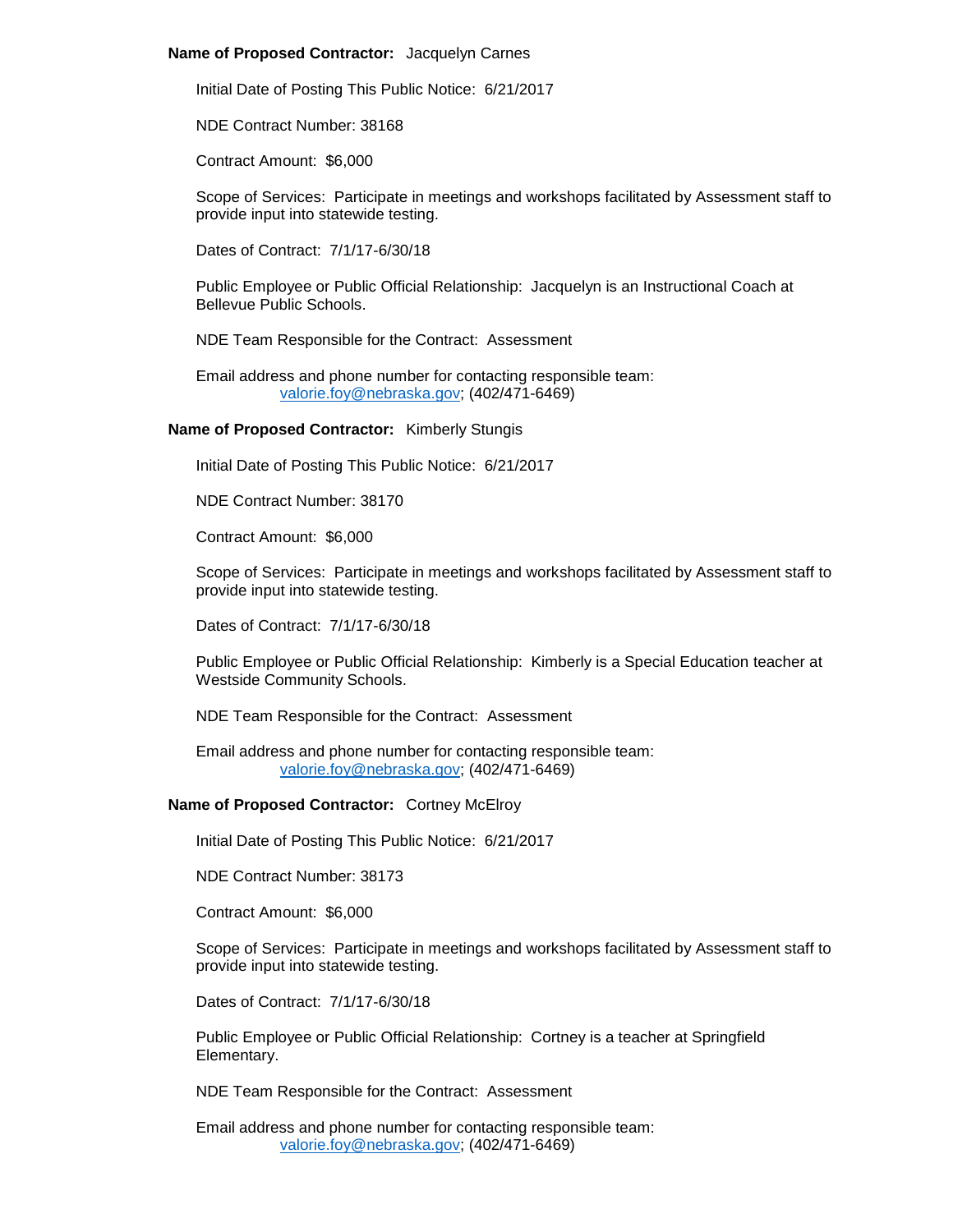**Name of Proposed Contractor:** Jacquelyn Carnes

Initial Date of Posting This Public Notice: 6/21/2017

NDE Contract Number: 38168

Contract Amount: $6,000

Scope of Services: Participate in meetings and workshops facilitated by Assessment staff to provide input into statewide testing.

Dates of Contract: 7/1/17-6/30/18

Public Employee or Public Official Relationship: Jacquelyn is an Instructional Coach at Bellevue Public Schools.

NDE Team Responsible for the Contract: Assessment

Email address and phone number for contacting responsible team:
valorie.foy@nebraska.gov; (402/471-6469)

**Name of Proposed Contractor:** Kimberly Stungis

Initial Date of Posting This Public Notice: 6/21/2017

NDE Contract Number: 38170

Contract Amount: $6,000

Scope of Services: Participate in meetings and workshops facilitated by Assessment staff to provide input into statewide testing.

Dates of Contract: 7/1/17-6/30/18

Public Employee or Public Official Relationship: Kimberly is a Special Education teacher at Westside Community Schools.

NDE Team Responsible for the Contract: Assessment

Email address and phone number for contacting responsible team:
valorie.foy@nebraska.gov; (402/471-6469)

**Name of Proposed Contractor:** Cortney McElroy

Initial Date of Posting This Public Notice: 6/21/2017

NDE Contract Number: 38173

Contract Amount: $6,000

Scope of Services: Participate in meetings and workshops facilitated by Assessment staff to provide input into statewide testing.

Dates of Contract: 7/1/17-6/30/18

Public Employee or Public Official Relationship: Cortney is a teacher at Springfield Elementary.

NDE Team Responsible for the Contract: Assessment

Email address and phone number for contacting responsible team:
valorie.foy@nebraska.gov; (402/471-6469)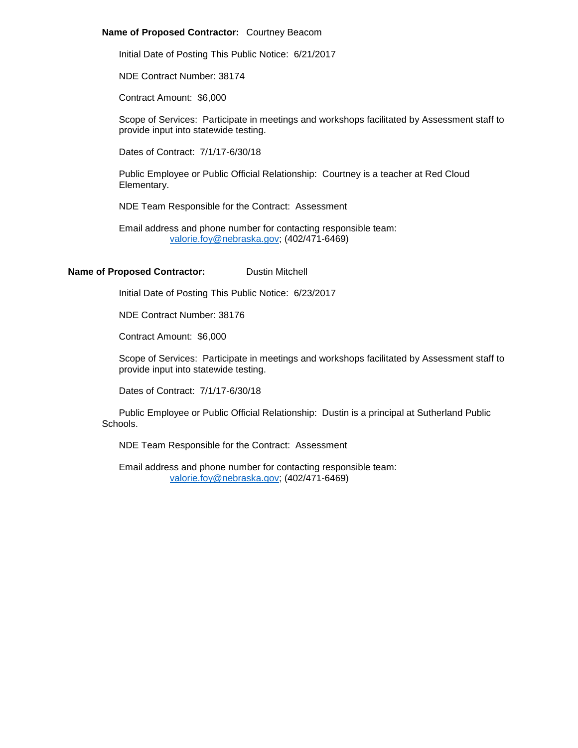**Name of Proposed Contractor:** Courtney Beacom

Initial Date of Posting This Public Notice: 6/21/2017

NDE Contract Number: 38174

Contract Amount: $6,000

Scope of Services: Participate in meetings and workshops facilitated by Assessment staff to provide input into statewide testing.

Dates of Contract: 7/1/17-6/30/18

Public Employee or Public Official Relationship: Courtney is a teacher at Red Cloud Elementary.

NDE Team Responsible for the Contract: Assessment

Email address and phone number for contacting responsible team:
valorie.foy@nebraska.gov; (402/471-6469)

**Name of Proposed Contractor:** Dustin Mitchell

Initial Date of Posting This Public Notice: 6/23/2017

NDE Contract Number: 38176

Contract Amount: $6,000

Scope of Services: Participate in meetings and workshops facilitated by Assessment staff to provide input into statewide testing.

Dates of Contract: 7/1/17-6/30/18

Public Employee or Public Official Relationship: Dustin is a principal at Sutherland Public Schools.

NDE Team Responsible for the Contract: Assessment

Email address and phone number for contacting responsible team:
valorie.foy@nebraska.gov; (402/471-6469)